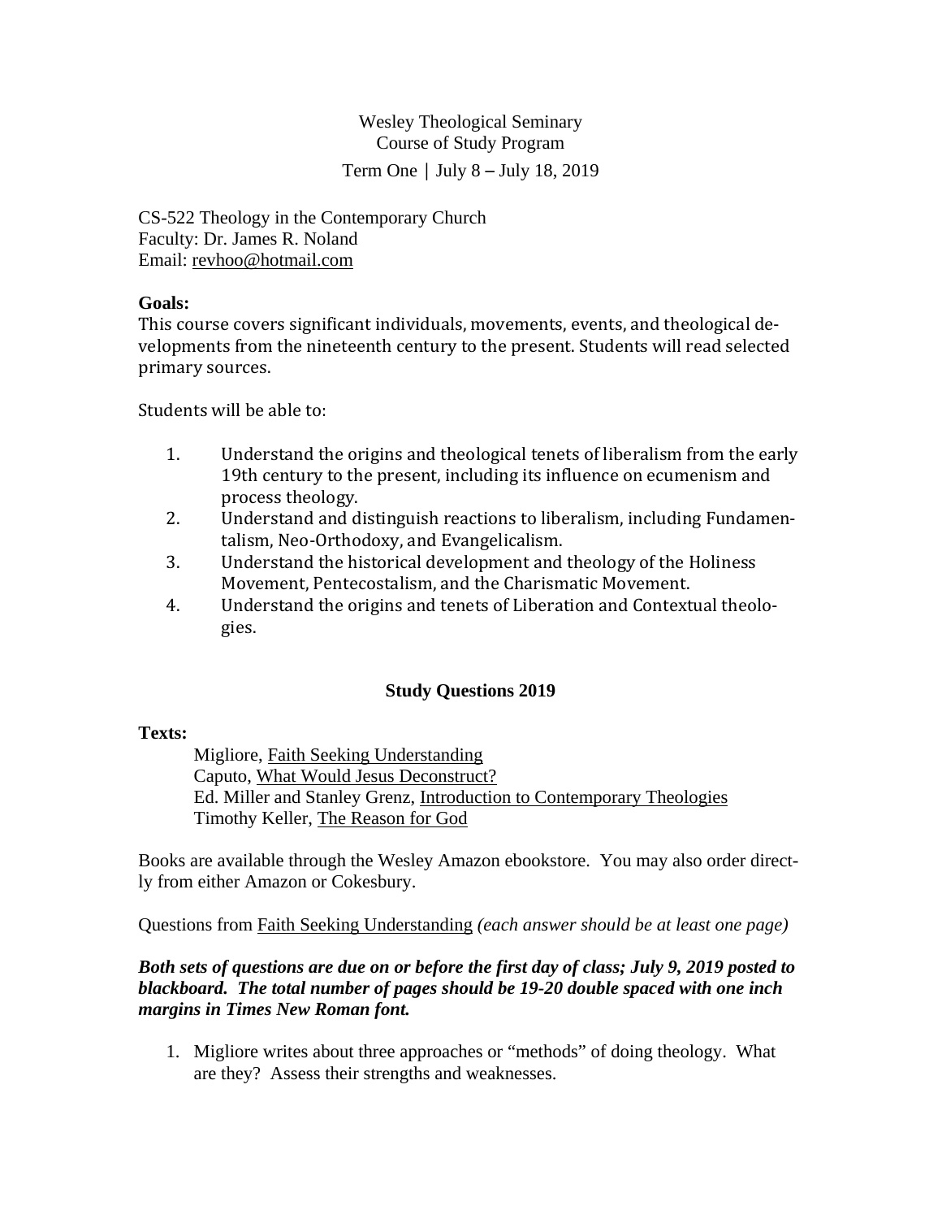Wesley Theological Seminary
Course of Study Program
Term One | July 8 – July 18, 2019

CS-522 Theology in the Contemporary Church
Faculty: Dr. James R. Noland
Email: revhoo@hotmail.com

**Goals:**
This course covers significant individuals, movements, events, and theological developments from the nineteenth century to the present. Students will read selected primary sources.

Students will be able to:

1. Understand the origins and theological tenets of liberalism from the early 19th century to the present, including its influence on ecumenism and process theology.
2. Understand and distinguish reactions to liberalism, including Fundamentalism, Neo-Orthodoxy, and Evangelicalism.
3. Understand the historical development and theology of the Holiness Movement, Pentecostalism, and the Charismatic Movement.
4. Understand the origins and tenets of Liberation and Contextual theologies.

## Study Questions 2019

**Texts:**

Migliore, Faith Seeking Understanding
Caputo, What Would Jesus Deconstruct?
Ed. Miller and Stanley Grenz, Introduction to Contemporary Theologies
Timothy Keller, The Reason for God

Books are available through the Wesley Amazon ebookstore. You may also order directly from either Amazon or Cokesbury.

Questions from Faith Seeking Understanding *(each answer should be at least one page)*

***Both sets of questions are due on or before the first day of class; July 9, 2019 posted to blackboard. The total number of pages should be 19-20 double spaced with one inch margins in Times New Roman font.***

1. Migliore writes about three approaches or "methods" of doing theology. What are they? Assess their strengths and weaknesses.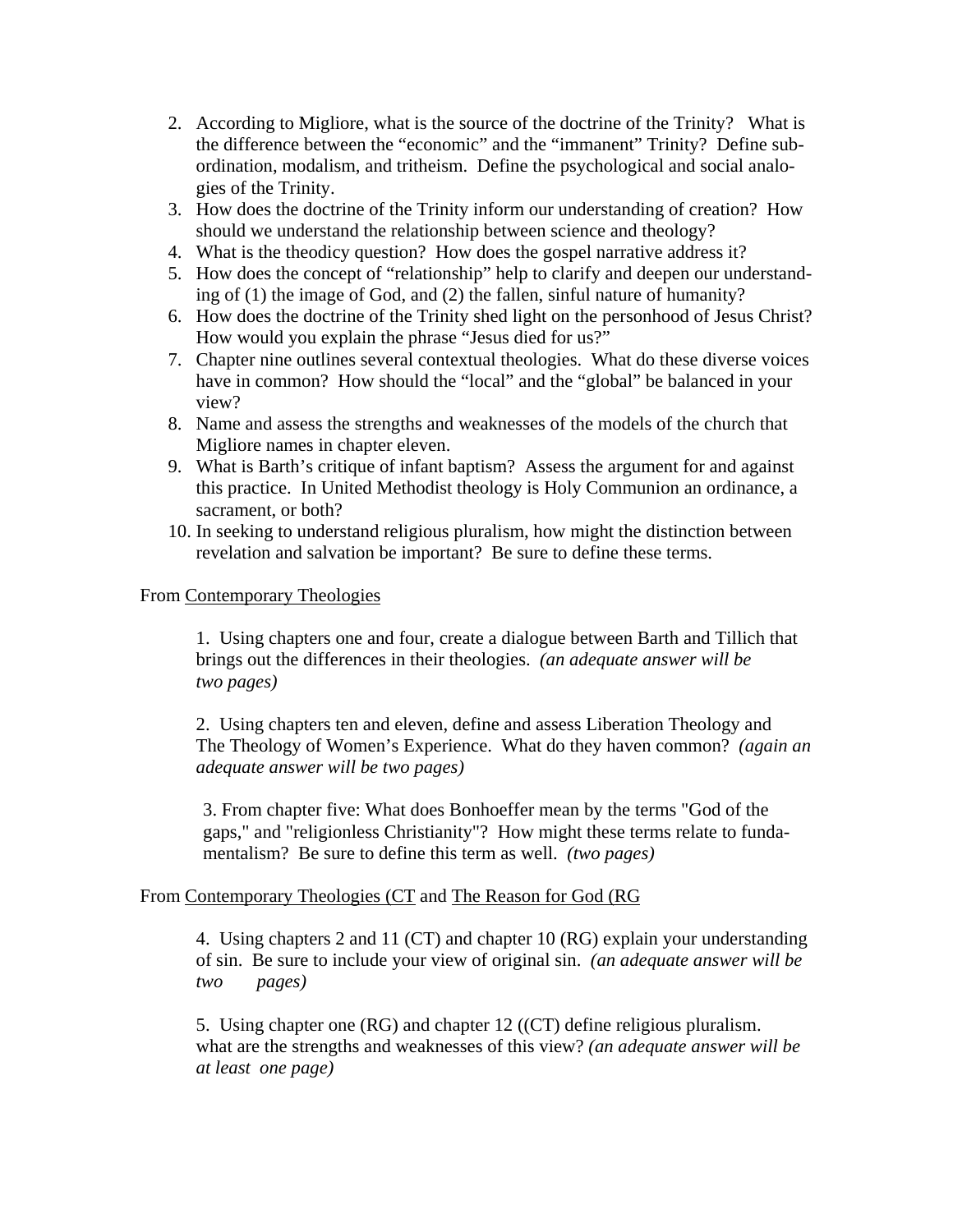2. According to Migliore, what is the source of the doctrine of the Trinity? What is the difference between the "economic" and the "immanent" Trinity? Define subordination, modalism, and tritheism. Define the psychological and social analogies of the Trinity.
3. How does the doctrine of the Trinity inform our understanding of creation? How should we understand the relationship between science and theology?
4. What is the theodicy question? How does the gospel narrative address it?
5. How does the concept of "relationship" help to clarify and deepen our understanding of (1) the image of God, and (2) the fallen, sinful nature of humanity?
6. How does the doctrine of the Trinity shed light on the personhood of Jesus Christ? How would you explain the phrase "Jesus died for us?"
7. Chapter nine outlines several contextual theologies. What do these diverse voices have in common? How should the "local" and the "global" be balanced in your view?
8. Name and assess the strengths and weaknesses of the models of the church that Migliore names in chapter eleven.
9. What is Barth's critique of infant baptism? Assess the argument for and against this practice. In United Methodist theology is Holy Communion an ordinance, a sacrament, or both?
10. In seeking to understand religious pluralism, how might the distinction between revelation and salvation be important? Be sure to define these terms.

From <u>Contemporary Theologies</u>

1. Using chapters one and four, create a dialogue between Barth and Tillich that brings out the differences in their theologies. *(an adequate answer will be two pages)*

2. Using chapters ten and eleven, define and assess Liberation Theology and The Theology of Women's Experience. What do they haven common? *(again an adequate answer will be two pages)*

3. From chapter five: What does Bonhoeffer mean by the terms "God of the gaps," and "religionless Christianity"? How might these terms relate to fundamentalism? Be sure to define this term as well. *(two pages)*

From <u>Contemporary Theologies (CT</u> and <u>The Reason for God (RG</u>

4. Using chapters 2 and 11 (CT) and chapter 10 (RG) explain your understanding of sin. Be sure to include your view of original sin. *(an adequate answer will be two pages)*

5. Using chapter one (RG) and chapter 12 ((CT) define religious pluralism. what are the strengths and weaknesses of this view? *(an adequate answer will be at least one page)*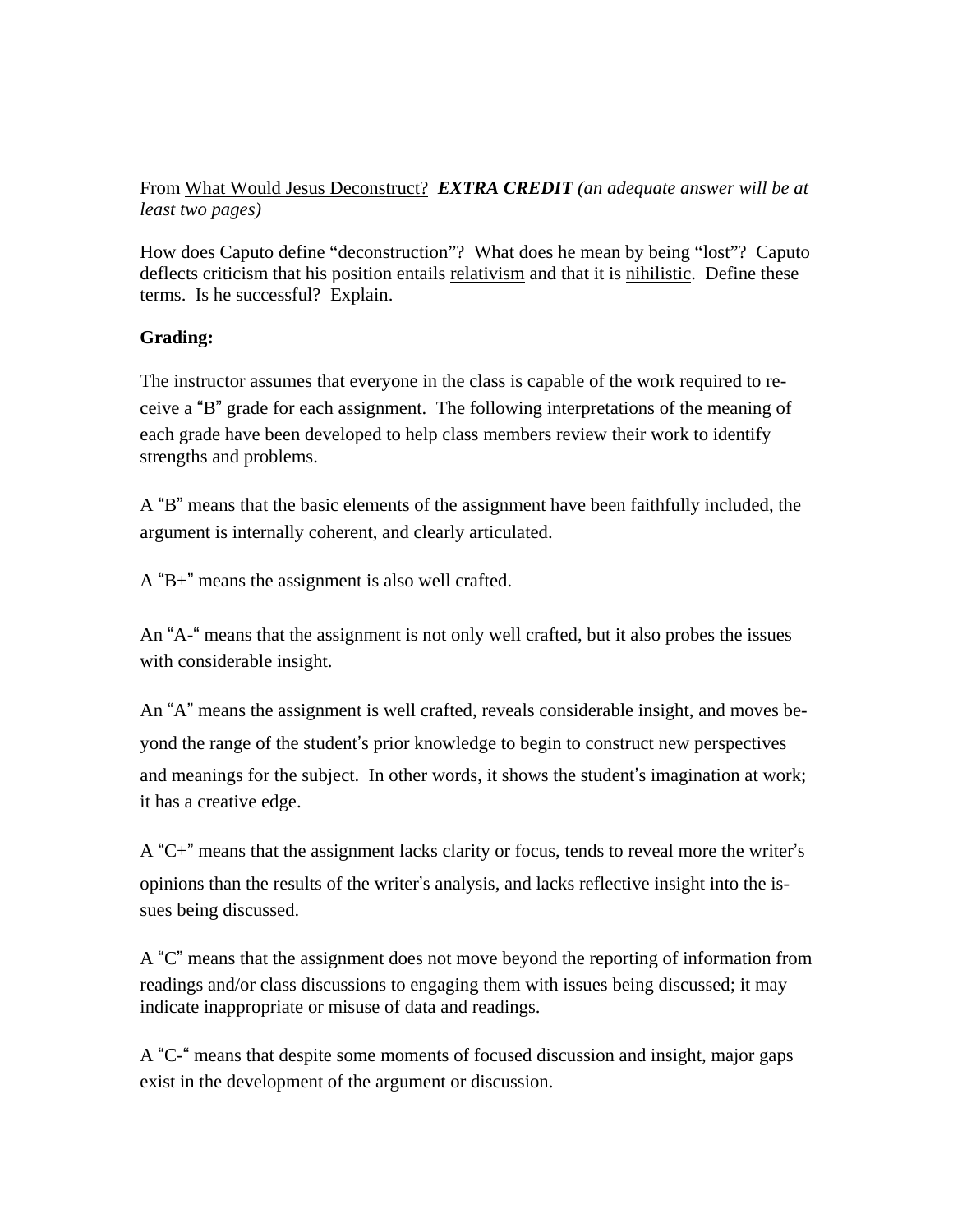From What Would Jesus Deconstruct? ***EXTRA CREDIT*** *(an adequate answer will be at least two pages)*

How does Caputo define "deconstruction"? What does he mean by being "lost"? Caputo deflects criticism that his position entails relativism and that it is nihilistic. Define these terms. Is he successful? Explain.

**Grading:**

The instructor assumes that everyone in the class is capable of the work required to receive a "B" grade for each assignment. The following interpretations of the meaning of each grade have been developed to help class members review their work to identify strengths and problems.

A "B" means that the basic elements of the assignment have been faithfully included, the argument is internally coherent, and clearly articulated.

A "B+" means the assignment is also well crafted.

An "A-" means that the assignment is not only well crafted, but it also probes the issues with considerable insight.

An "A" means the assignment is well crafted, reveals considerable insight, and moves beyond the range of the student's prior knowledge to begin to construct new perspectives and meanings for the subject. In other words, it shows the student's imagination at work; it has a creative edge.

A "C+" means that the assignment lacks clarity or focus, tends to reveal more the writer's opinions than the results of the writer's analysis, and lacks reflective insight into the issues being discussed.

A "C" means that the assignment does not move beyond the reporting of information from readings and/or class discussions to engaging them with issues being discussed; it may indicate inappropriate or misuse of data and readings.

A "C-" means that despite some moments of focused discussion and insight, major gaps exist in the development of the argument or discussion.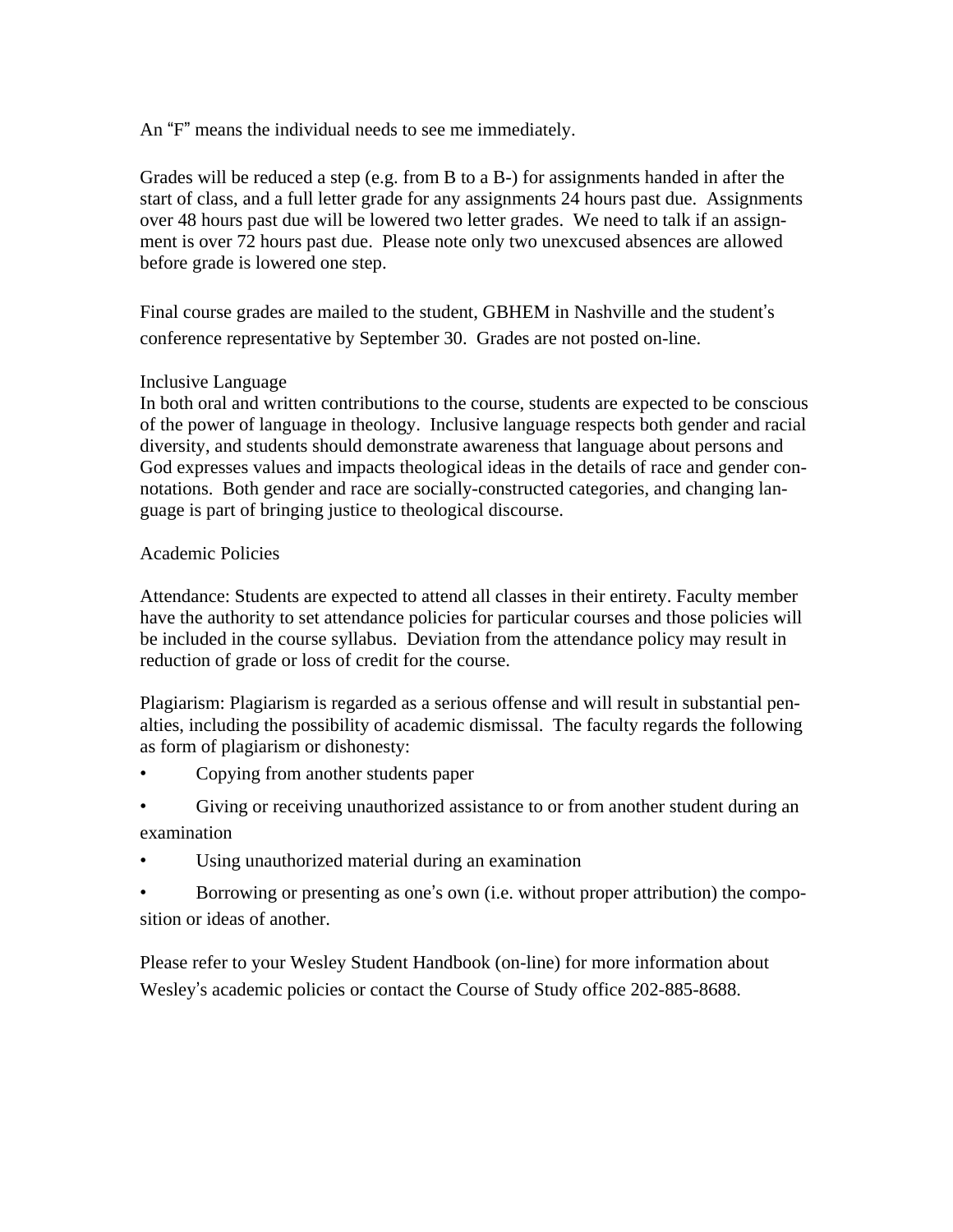An “F” means the individual needs to see me immediately.

Grades will be reduced a step (e.g. from B to a B-) for assignments handed in after the start of class, and a full letter grade for any assignments 24 hours past due. Assignments over 48 hours past due will be lowered two letter grades. We need to talk if an assignment is over 72 hours past due. Please note only two unexcused absences are allowed before grade is lowered one step.

Final course grades are mailed to the student, GBHEM in Nashville and the student’s conference representative by September 30. Grades are not posted on-line.

## Inclusive Language

In both oral and written contributions to the course, students are expected to be conscious of the power of language in theology. Inclusive language respects both gender and racial diversity, and students should demonstrate awareness that language about persons and God expresses values and impacts theological ideas in the details of race and gender connotations. Both gender and race are socially-constructed categories, and changing language is part of bringing justice to theological discourse.

## Academic Policies

Attendance: Students are expected to attend all classes in their entirety. Faculty member have the authority to set attendance policies for particular courses and those policies will be included in the course syllabus. Deviation from the attendance policy may result in reduction of grade or loss of credit for the course.

Plagiarism: Plagiarism is regarded as a serious offense and will result in substantial penalties, including the possibility of academic dismissal. The faculty regards the following as form of plagiarism or dishonesty:

- Copying from another students paper
- Giving or receiving unauthorized assistance to or from another student during an examination
- Using unauthorized material during an examination
- Borrowing or presenting as one’s own (i.e. without proper attribution) the composition or ideas of another.

Please refer to your Wesley Student Handbook (on-line) for more information about Wesley’s academic policies or contact the Course of Study office 202-885-8688.